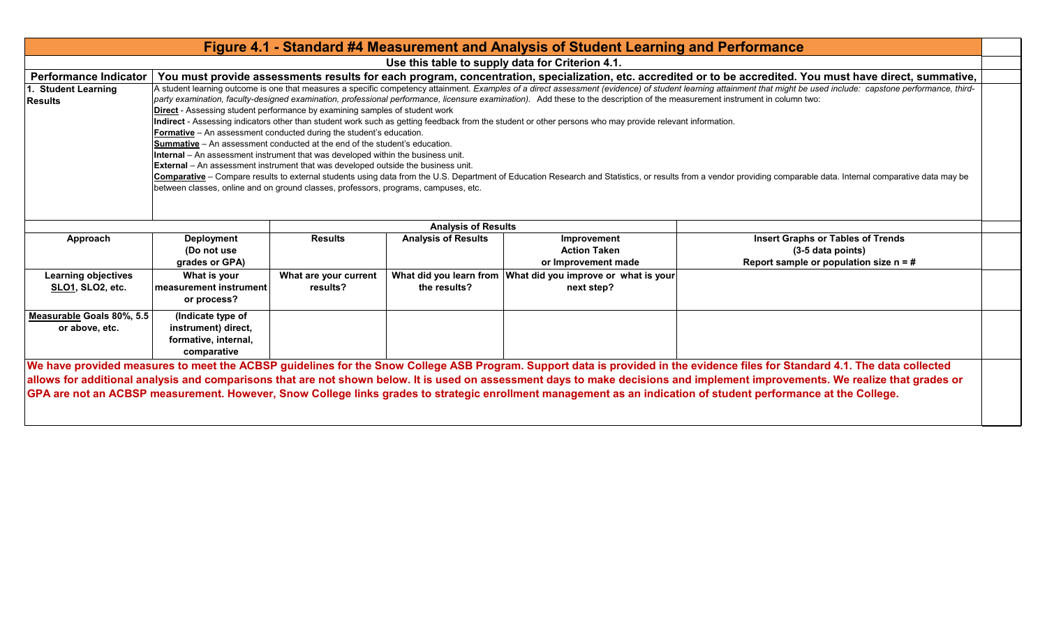# Figure 4.1 - Standard #4 Measurement and Analysis of Student Learning and Performance

**Use this table to supply data for Criterion 4.1.**

| **Performance Indicator** | **You must provide assessments results for each program, concentration, specialization, etc. accredited or to be accredited. You must have direct, summative,** |
|---|---|
| **1. Student Learning Results** | A student learning outcome is one that measures a specific competency attainment. *Examples of a direct assessment (evidence) of student learning attainment that might be used include: capstone performance, third-party examination, faculty-designed examination, professional performance, licensure examination).* Add these to the description of the measurement instrument in column two:<br>**Direct** - Assessing student performance by examining samples of student work<br>**Indirect** - Assessing indicators other than student work such as getting feedback from the student or other persons who may provide relevant information.<br>**Formative** – An assessment conducted during the student's education.<br>**Summative** – An assessment conducted at the end of the student's education.<br>**Internal** – An assessment instrument that was developed within the business unit.<br>**External** – An assessment instrument that was developed outside the business unit.<br>**Comparative** – Compare results to external students using data from the U.S. Department of Education Research and Statistics, or results from a vendor providing comparable data. Internal comparative data may be between classes, online and on ground classes, professors, programs, campuses, etc. |

| | | | **Analysis of Results** | | |
|---|---|---|---|---|---|
| **Approach** | **Deployment (Do not use grades or GPA)** | **Results** | **Analysis of Results** | **Improvement Action Taken or Improvement made** | **Insert Graphs or Tables of Trends (3-5 data points) Report sample or population size n = #** |
| **Learning objectives SLO1, SLO2, etc.** | **What is your measurement instrument or process?** | **What are your current results?** | **What did you learn from the results?** | **What did you improve or what is your next step?** | |
| **Measurable Goals 80%, 5.5 or above, etc.** | **(Indicate type of instrument) direct, formative, internal, comparative** | | | | |

**We have provided measures to meet the ACBSP guidelines for the Snow College ASB Program. Support data is provided in the evidence files for Standard 4.1. The data collected allows for additional analysis and comparisons that are not shown below. It is used on assessment days to make decisions and implement improvements. We realize that grades or GPA are not an ACBSP measurement. However, Snow College links grades to strategic enrollment management as an indication of student performance at the College.**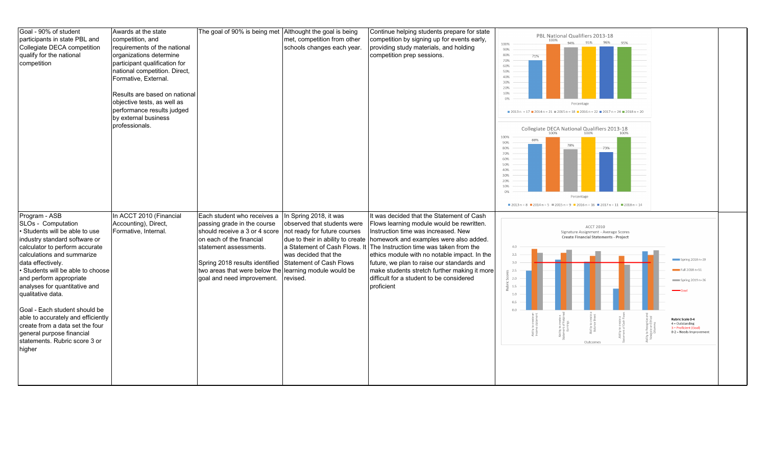| | | | | | | |
|---|---|---|---|---|---|---|
| Goal - 90% of student participants in state PBL and Collegiate DECA competition qualify for the national competition | Awards at the state competition, and requirements of the national organizations determine participant qualification for national competition. Direct, Formative, External.<br><br>Results are based on national objective tests, as well as performance results judged by external business professionals. | The goal of 90% is being met | Althought the goal is being met, competition from other schools changes each year. | Continue helping students prepare for state competition by signing up for events early, providing study materials, and holding competition prep sessions. | PBL National Qualifiers 2013-18<br>2013 n = 17: 71%; 2014 n = 21: 100%; 2015 n = 18: 94%; 2016 n = 22: 95%; 2017 n = 24: 96%; 2018 n = 20: 95%<br><br>Collegiate DECA National Qualifiers 2013-18<br>2013 n = 8: 88%; 2014 n = 5: 100%; 2015 n = 9: 78%; 2016 n = 16: 100%; 2017 n = 11: 73%; 2018 n = 14: 100% | |
| Program - ASB<br>SLOs - Computation<br>• Students will be able to use industry standard software or calculator to perform accurate calculations and summarize data effectively.<br>• Students will be able to choose and perform appropriate analyses for quantitative and qualitative data.<br><br>Goal - Each student should be able to accurately and efficiently create from a data set the four general purpose financial statements. Rubric score 3 or higher | In ACCT 2010 (Financial Accounting), Direct, Formative, Internal. | Each student who receives a passing grade in the course should receive a 3 or 4 score on each of the financial statement assessments.<br><br>Spring 2018 results identified two areas that were below the goal and need improvement. | In Spring 2018, it was observed that students were not ready for future courses due to their in ability to create a Statement of Cash Flows. It was decided that the Statement of Cash Flows learning module would be revised. | It was decided that the Statement of Cash Flows learning module would be rewritten. Instruction time was increased. New homework and examples were also added. The Instruction time was taken from the ethics module with no notable impact. In the future, we plan to raise our standards and make students stretch further making it more difficult for a student to be considered proficient | ACCT 2010<br>Signature Assignment - Average Scores<br>Create Financial Statements - Project<br>Outcomes: Ability to create an Income Statement; Ability to create a Statement of Retained Earnings; Ability to create a Balance Sheet; Ability to create a Statement of Cash Flows; Ability to Recognize and Navigate Ethical Dilemmas<br>Rubric Scores; Spring 2018 n=39; Fall 2018 n=51; Spring 2019 n=36; Goal<br>Rubric Scale 0-4<br>4 = Outstanding<br>3 = Proficient (Goal)<br>0-2 = Needs Improvement | |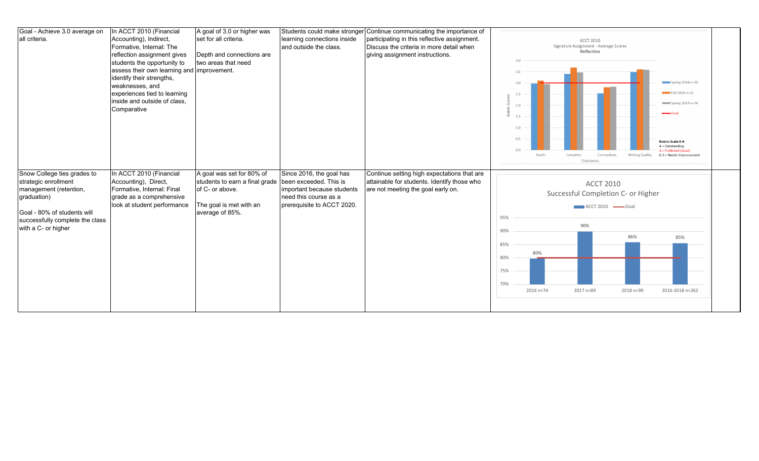| | | | | | | |
|---|---|---|---|---|---|---|
| Goal - Achieve 3.0 average on all criteria. | In ACCT 2010 (Financial Accounting), Indirect, Formative, Internal: The reflection assignment gives students the opportunity to assess their own learning and identify their strengths, weaknesses, and experiences tied to learning inside and outside of class, Comparative | A goal of 3.0 or higher was set for all criteria.<br><br>Depth and connections are two areas that need improvement. | Students could make stronger learning connections inside and outside the class. | Continue communicating the importance of participating in this reflective assignment. Discuss the criteria in more detail when giving assignment instructions. | ACCT 2010<br>Signature Assignment - Average Scores<br>Reflection<br>Rubric Scores (0.0–4.0); Outcomes: Depth, Complete, Connections, Writing Quality<br>Spring 2018 n=39; Fall 2018 n=51; Spring 2019 n=36; Goal<br>Rubric Scale 0-4<br>4 = Outstanding<br>3 = Proficient (Goal)<br>0-2 = Needs Improvement | |
| Snow College ties grades to strategic enrollment management (retention, graduation)<br><br>Goal - 80% of students will successfully complete the class with a C- or higher | In ACCT 2010 (Financial Accounting), Direct, Formative, Internal: Final grade as a comprehensive look at student performance | A goal was set for 80% of students to earn a final grade of C- or above.<br><br>The goal is met with an average of 85%. | Since 2016, the goal has been exceeded. This is important because students need this course as a prerequisite to ACCT 2020. | Continue setting high expectations that are attainable for students. Identify those who are not meeting the goal early on. | ACCT 2010<br>Successful Completion C- or Higher<br>ACCT 2010; Goal<br>2016 n=74: 80%<br>2017 n=89: 90%<br>2018 n=99: 86%<br>2016-2018 n=262: 85% | |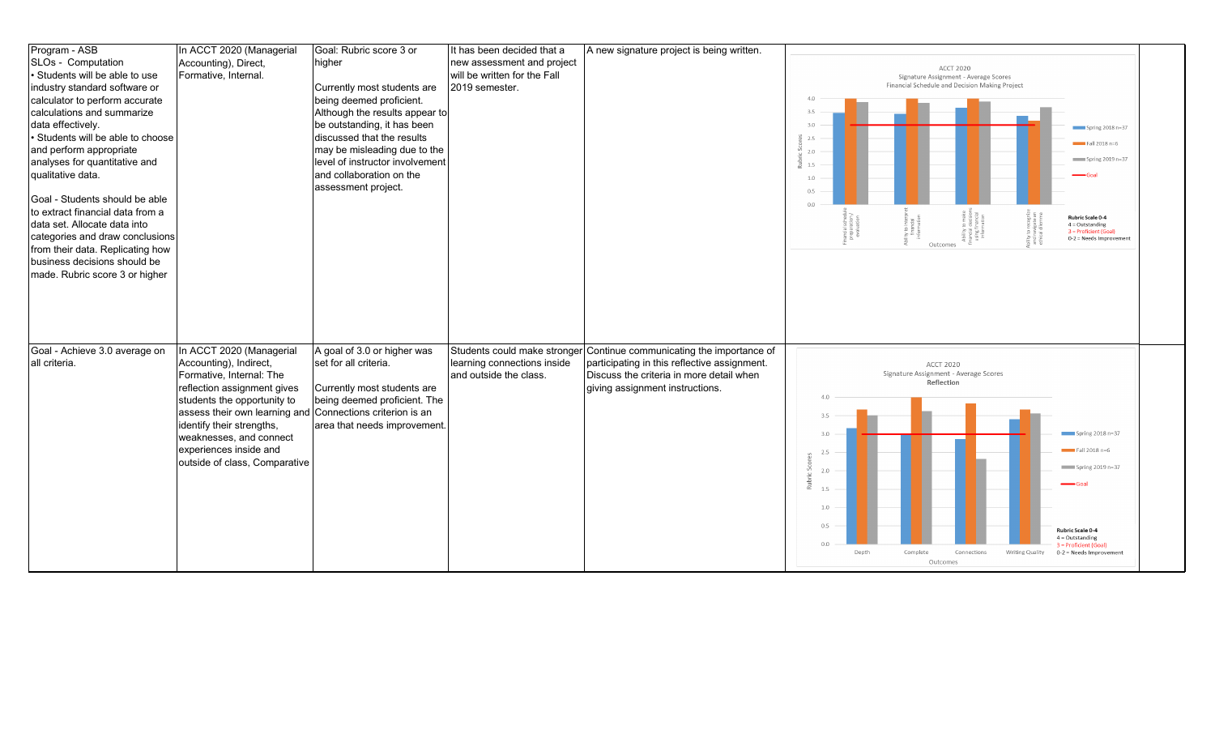| | | | | | | |
|---|---|---|---|---|---|---|
| Program - ASB<br>SLOs - Computation<br>• Students will be able to use industry standard software or calculator to perform accurate calculations and summarize data effectively.<br>• Students will be able to choose and perform appropriate analyses for quantitative and qualitative data.<br><br>Goal - Students should be able to extract financial data from a data set. Allocate data into categories and draw conclusions from their data. Replicating how business decisions should be made. Rubric score 3 or higher | In ACCT 2020 (Managerial Accounting), Direct, Formative, Internal. | Goal: Rubric score 3 or higher<br><br>Currently most students are being deemed proficient. Although the results appear to be outstanding, it has been discussed that the results may be misleading due to the level of instructor involvement and collaboration on the assessment project. | It has been decided that a new assessment and project will be written for the Fall 2019 semester. | A new signature project is being written. | ACCT 2020<br>Signature Assignment - Average Scores<br>Financial Schedule and Decision Making Project<br>Rubric Scores; Outcomes: Financial schedule preparation/evaluation; Ability to interpret financial information; Ability to make financial decisions using financial information; Ability to recognize and navigate an ethical dilemma<br>Spring 2018 n=37; Fall 2018 n=6; Spring 2019 n=37; Goal<br>Rubric Scale 0-4<br>4 = Outstanding<br>3 = Proficient (Goal)<br>0-2 = Needs Improvement | |
| Goal - Achieve 3.0 average on all criteria. | In ACCT 2020 (Managerial Accounting), Indirect, Formative, Internal: The reflection assignment gives students the opportunity to assess their own learning and identify their strengths, weaknesses, and connect experiences inside and outside of class, Comparative | A goal of 3.0 or higher was set for all criteria.<br><br>Currently most students are being deemed proficient. The Connections criterion is an area that needs improvement. | Students could make stronger learning connections inside and outside the class. | Continue communicating the importance of participating in this reflective assignment. Discuss the criteria in more detail when giving assignment instructions. | ACCT 2020<br>Signature Assignment - Average Scores<br>Reflection<br>Rubric Scores; Outcomes: Depth; Complete; Connections; Writing Quality<br>Spring 2018 n=37; Fall 2018 n=6; Spring 2019 n=37; Goal<br>Rubric Scale 0-4<br>4 = Outstanding<br>3 = Proficient (Goal)<br>0-2 = Needs Improvement | |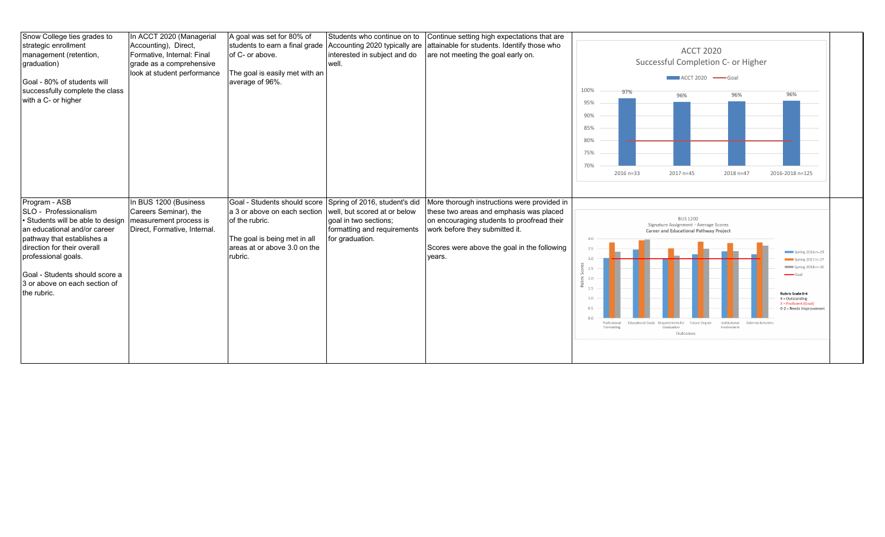| | | | | | | |
|---|---|---|---|---|---|---|
| Snow College ties grades to strategic enrollment management (retention, graduation)<br><br>Goal - 80% of students will successfully complete the class with a C- or higher | In ACCT 2020 (Managerial Accounting), Direct, Formative, Internal: Final grade as a comprehensive look at student performance | A goal was set for 80% of students to earn a final grade of C- or above.<br><br>The goal is easily met with an average of 96%. | Students who continue on to Accounting 2020 typically are interested in subject and do well. | Continue setting high expectations that are attainable for students. Identify those who are not meeting the goal early on. | ACCT 2020<br>Successful Completion C- or Higher<br>ACCT 2020 — Goal<br>2016 n=33: 97%<br>2017 n=45: 96%<br>2018 n=47: 96%<br>2016-2018 n=125: 96% | |
| Program - ASB<br>SLO - Professionalism<br>• Students will be able to design an educational and/or career pathway that establishes a direction for their overall professional goals.<br><br>Goal - Students should score a 3 or above on each section of the rubric. | In BUS 1200 (Business Careers Seminar), the measurement process is Direct, Formative, Internal. | Goal - Students should score a 3 or above on each section of the rubric.<br><br>The goal is being met in all areas at or above 3.0 on the rubric. | Spring of 2016, student's did well, but scored at or below goal in two sections; formatting and requirements for graduation. | More thorough instructions were provided in these two areas and emphasis was placed on encouraging students to proofread their work before they submitted it.<br><br>Scores were above the goal in the following years. | BUS 1200<br>Signature Assignment - Average Scores<br>Career and Educational Pathway Project<br>Outcomes: Professional Formatting, Educational Goals, Requirements for Graduation, Future Degree, Institutional Involvement, External Activities<br>Spring 2016 n=29; Spring 2017 n=27; Spring 2018 n=26; Goal<br>Rubric Scale 0-4<br>4 = Outstanding<br>3 = Proficient (Goal)<br>0-2 = Needs Improvement | |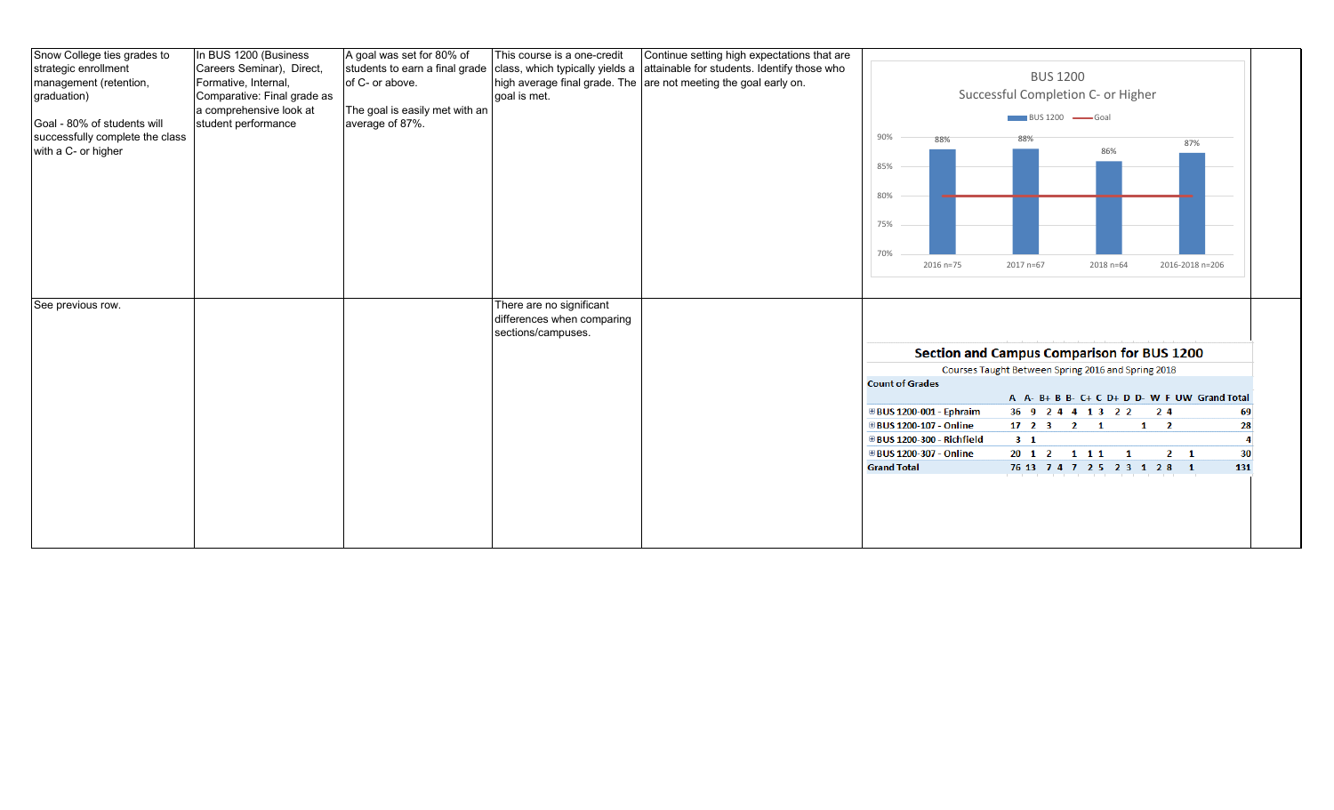| | | | | | |
|---|---|---|---|---|---|
| Snow College ties grades to strategic enrollment management (retention, graduation)<br><br>Goal - 80% of students will successfully complete the class with a C- or higher | In BUS 1200 (Business Careers Seminar), Direct, Formative, Internal, Comparative: Final grade as a comprehensive look at student performance | A goal was set for 80% of students to earn a final grade of C- or above.<br><br>The goal is easily met with an average of 87%. | This course is a one-credit class, which typically yields a high average final grade. The goal is met. | Continue setting high expectations that are attainable for students. Identify those who are not meeting the goal early on. | **BUS 1200 Successful Completion C- or Higher** (BUS 1200 vs. Goal 80%): 2016 n=75: 88%; 2017 n=67: 88%; 2018 n=64: 86%; 2016-2018 n=206: 87% |
| See previous row. | | | There are no significant differences when comparing sections/campuses. | | See Section and Campus Comparison for BUS 1200 below |

**Section and Campus Comparison for BUS 1200**

Courses Taught Between Spring 2016 and Spring 2018

Count of Grades

| | A | A- | B+ | B | B- | C+ | C | D+ | D | D- | W | F | UW | Grand Total |
|---|---|---|---|---|---|---|---|---|---|---|---|---|---|---|
| BUS 1200-001 - Ephraim | 36 | 9 | 2 | 4 | 4 | 1 | 3 | 2 | 2 | | 2 | 4 | | 69 |
| BUS 1200-107 - Online | 17 | 2 | 3 | | 2 | | 1 | | | 1 | | 2 | | 28 |
| BUS 1200-300 - Richfield | 3 | 1 | | | | | | | | | | | | 4 |
| BUS 1200-307 - Online | 20 | 1 | 2 | | 1 | 1 | 1 | | 1 | | | 2 | 1 | 30 |
| **Grand Total** | 76 | 13 | 7 | 4 | 7 | 2 | 5 | 2 | 3 | 1 | 2 | 8 | 1 | 131 |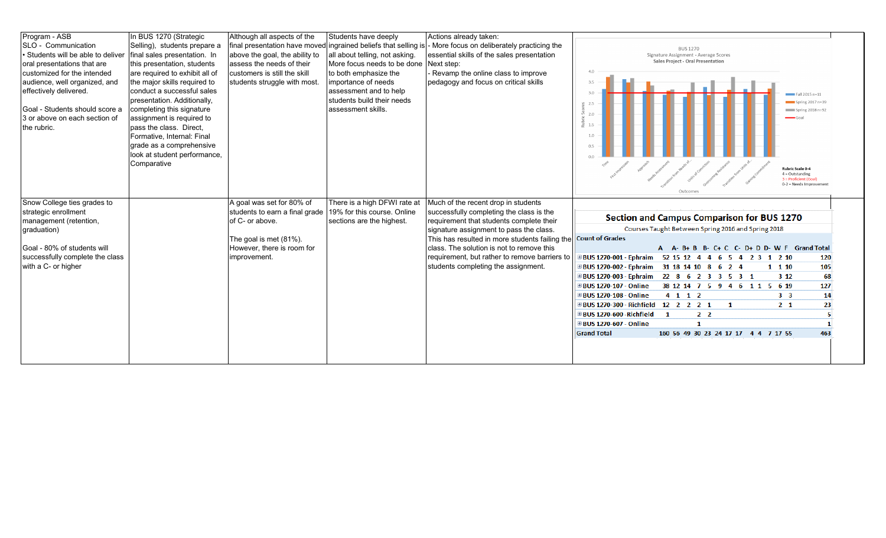| | | | | | |
|---|---|---|---|---|---|
| Program - ASB<br>SLO - Communication<br>• Students will be able to deliver oral presentations that are customized for the intended audience, well organized, and effectively delivered.<br><br>Goal - Students should score a 3 or above on each section of the rubric. | In BUS 1270 (Strategic Selling), students prepare a final sales presentation. In this presentation, students are required to exhibit all of the major skills required to conduct a successful sales presentation. Additionally, completing this signature assignment is required to pass the class. Direct, Formative, Internal: Final grade as a comprehensive look at student performance, Comparative | Although all aspects of the final presentation have moved above the goal, the ability to assess the needs of their customers is still the skill students struggle with most. | Students have deeply ingrained beliefs that selling is all about telling, not asking. More focus needs to be done to both emphasize the importance of needs assessment and to help students build their needs assessment skills. | Actions already taken:<br>- More focus on deliberately practicing the essential skills of the sales presentation<br>Next step:<br>- Revamp the online class to improve pedagogy and focus on critical skills | BUS 1270 Signature Assignment - Average Scores, Sales Project - Oral Presentation (chart below) |
| Snow College ties grades to strategic enrollment management (retention, graduation)<br><br>Goal - 80% of students will successfully complete the class with a C- or higher | | A goal was set for 80% of students to earn a final grade of C- or above.<br><br>The goal is met (81%). However, there is room for improvement. | There is a high DFWI rate at 19% for this course. Online sections are the highest. | Much of the recent drop in students successfully completing the class is the requirement that students complete their signature assignment to pass the class. This has resulted in more students failing the class. The solution is not to remove this requirement, but rather to remove barriers to students completing the assignment. | Section and Campus Comparison for BUS 1270 (table below) |

**BUS 1270**
Signature Assignment - Average Scores
**Sales Project - Oral Presentation**

Rubric Scores (0.0–4.0); Outcomes: Time, First Impression, Approach, Needs Assessment, Transition from Needs of..., Units of Conviction, Overcoming Resistance, Transition from Units of..., Gaining Commitment

Legend: Fall 2015 n=11; Spring 2017 n=39; Spring 2018 n=92; Goal

Rubric Scale 0-4
4 = Outstanding
3 = Proficient (Goal)
0-2 = Needs Improvement

## Section and Campus Comparison for BUS 1270

Courses Taught Between Spring 2016 and Spring 2018

| Count of Grades | A | A- | B+ | B | B- | C+ | C | C- | D+ | D | D- | W | F | Grand Total |
|---|---|---|---|---|---|---|---|---|---|---|---|---|---|---|
| BUS 1270-001 - Ephraim | 52 | 15 | 12 | 4 | 4 | 6 | 5 | 4 | 2 | 3 | 1 | 2 | 10 | 120 |
| BUS 1270-002 - Ephraim | 31 | 18 | 14 | 10 | 8 | 6 | 2 | 4 | | | 1 | 1 | 10 | 105 |
| BUS 1270-003 - Ephraim | 22 | 8 | 6 | 2 | 3 | 3 | 5 | 3 | 1 | | | 3 | 12 | 68 |
| BUS 1270-107 - Online | 38 | 12 | 14 | 7 | 5 | 9 | 4 | 6 | 1 | 1 | 5 | 6 | 19 | 127 |
| BUS 1270-108 - Online | 4 | 1 | 1 | 2 | | | | | | | | 3 | 3 | 14 |
| BUS 1270-300 - Richfield | 12 | 2 | 2 | 2 | 1 | | 1 | | | | | 2 | 1 | 23 |
| BUS 1270-600 - Richfield | 1 | | | 2 | 2 | | | | | | | | | 5 |
| BUS 1270-607 - Online | | | | 1 | | | | | | | | | | 1 |
| Grand Total | 160 | 56 | 49 | 30 | 23 | 24 | 17 | 17 | 4 | 4 | 7 | 17 | 55 | 463 |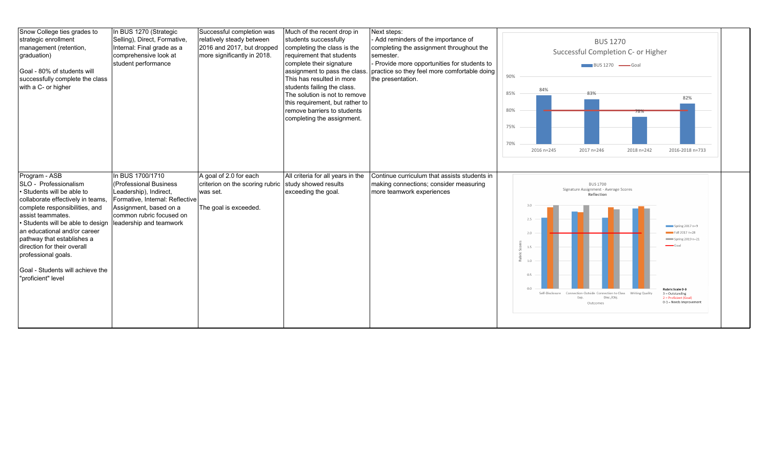| | | | | | | |
|---|---|---|---|---|---|---|
| Snow College ties grades to strategic enrollment management (retention, graduation)<br><br>Goal - 80% of students will successfully complete the class with a C- or higher | In BUS 1270 (Strategic Selling), Direct, Formative, Internal: Final grade as a comprehensive look at student performance | Successful completion was relatively steady between 2016 and 2017, but dropped more significantly in 2018. | Much of the recent drop in students successfully completing the class is the requirement that students complete their signature assignment to pass the class. This has resulted in more students failing the class. The solution is not to remove this requirement, but rather to remove barriers to students completing the assignment. | Next steps:<br>- Add reminders of the importance of completing the assignment throughout the semester.<br>- Provide more opportunities for students to practice so they feel more comfortable doing the presentation. | BUS 1270<br>Successful Completion C- or Higher<br>BUS 1270 — Goal<br>2016 n=245: 84%<br>2017 n=246: 83%<br>2018 n=242: 78%<br>2016-2018 n=733: 82% | |
| Program - ASB<br>SLO - Professionalism<br>• Students will be able to collaborate effectively in teams, complete responsibilities, and assist teammates.<br>• Students will be able to design an educational and/or career pathway that establishes a direction for their overall professional goals.<br><br>Goal - Students will achieve the "proficient" level | In BUS 1700/1710 (Professional Business Leadership), Indirect, Formative, Internal: Reflective Assignment, based on a common rubric focused on leadership and teamwork | A goal of 2.0 for each criterion on the scoring rubric was set.<br><br>The goal is exceeded. | All criteria for all years in the study showed results exceeding the goal. | Continue curriculum that assists students in making connections; consider measuring more teamwork experiences | BUS 1700<br>Signature Assignment - Average Scores<br>Reflection<br>Outcomes: Self-Disclosure; Connection-Outside Exp.; Connection to Class Disc./Obj.; Writing Quality<br>Spring 2017 n=9; Fall 2017 n=28; Spring 2019 n=21; Goal<br>Rubric Scale 0-3<br>3 = Outstanding<br>2 = Proficient (Goal)<br>0-1 = Needs Improvement | |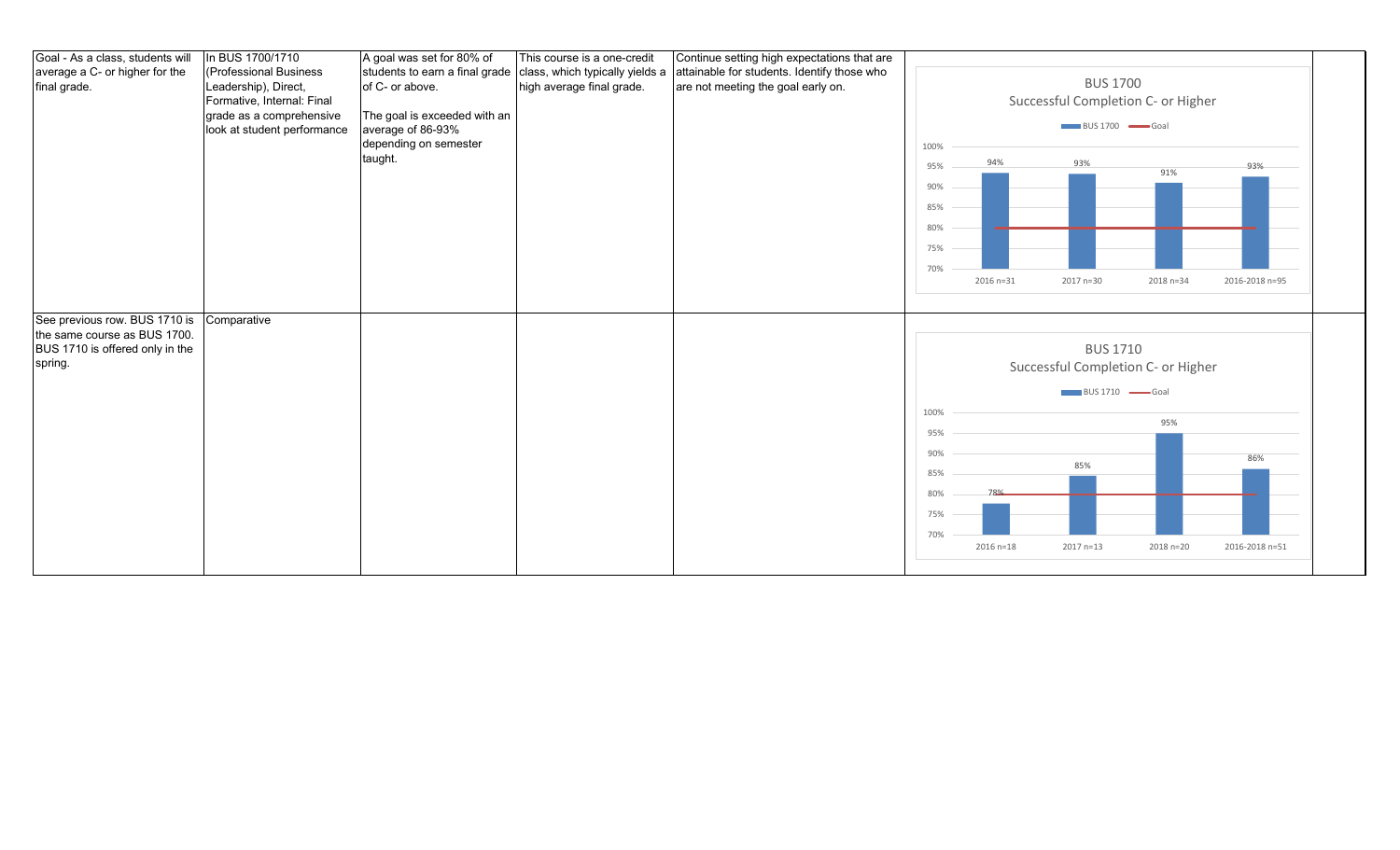| | | | | | | |
|---|---|---|---|---|---|---|
| Goal - As a class, students will average a C- or higher for the final grade. | In BUS 1700/1710 (Professional Business Leadership), Direct, Formative, Internal: Final grade as a comprehensive look at student performance | A goal was set for 80% of students to earn a final grade of C- or above.<br><br>The goal is exceeded with an average of 86-93% depending on semester taught. | This course is a one-credit class, which typically yields a high average final grade. | Continue setting high expectations that are attainable for students. Identify those who are not meeting the goal early on. | **BUS 1700**<br>**Successful Completion C- or Higher**<br>Legend: BUS 1700; Goal<br>2016 n=31: 94%<br>2017 n=30: 93%<br>2018 n=34: 91%<br>2016-2018 n=95: 93%<br>Goal: 80% | |
| See previous row. BUS 1710 is the same course as BUS 1700. BUS 1710 is offered only in the spring. | Comparative | | | | **BUS 1710**<br>**Successful Completion C- or Higher**<br>Legend: BUS 1710; Goal<br>2016 n=18: 78%<br>2017 n=13: 85%<br>2018 n=20: 95%<br>2016-2018 n=51: 86%<br>Goal: 80% | |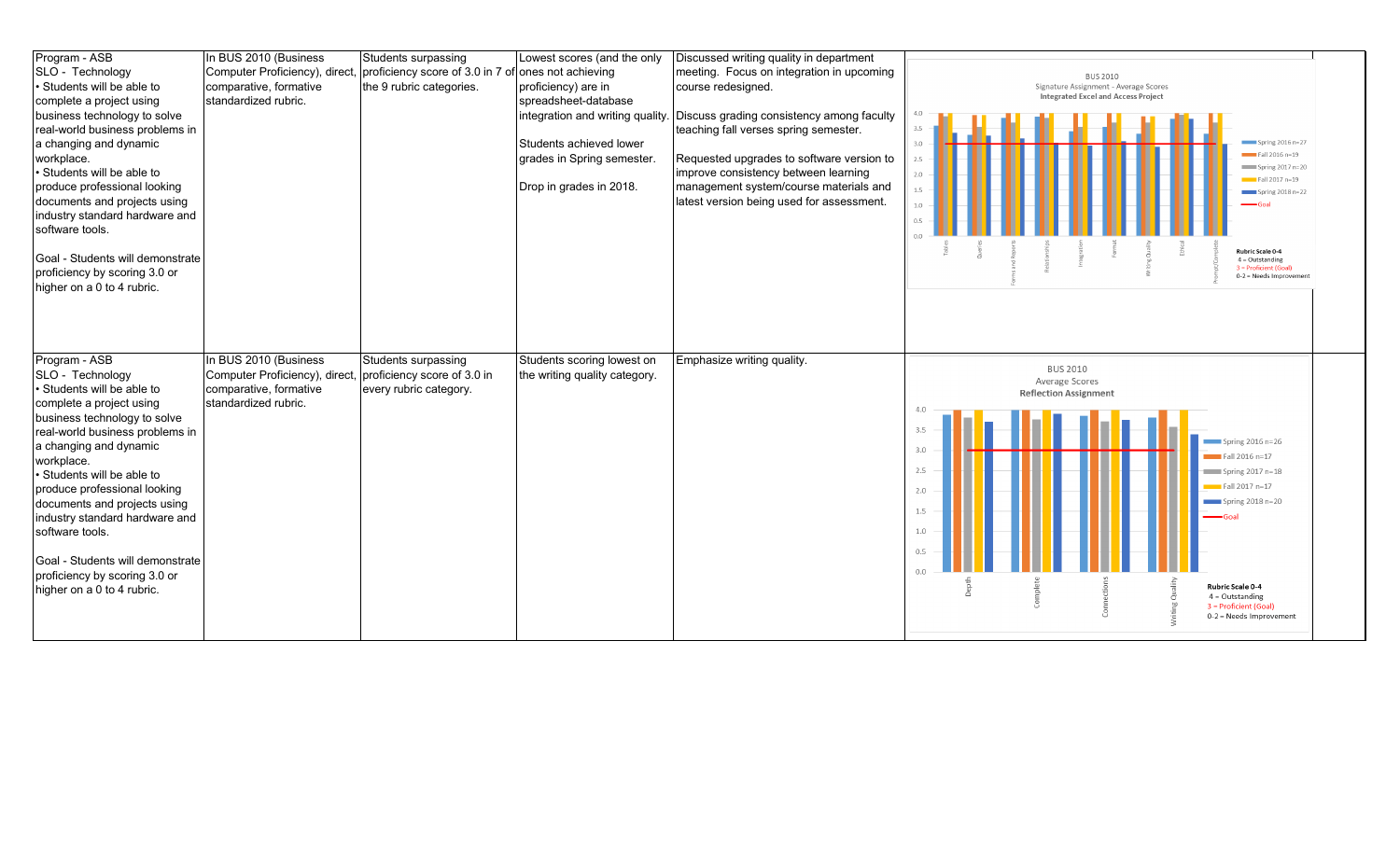| Program - ASB<br>SLO - Technology<br>• Students will be able to complete a project using business technology to solve real-world business problems in a changing and dynamic workplace.<br>• Students will be able to produce professional looking documents and projects using industry standard hardware and software tools.<br><br>Goal - Students will demonstrate proficiency by scoring 3.0 or higher on a 0 to 4 rubric. | In BUS 2010 (Business Computer Proficiency), direct, comparative, formative standardized rubric. | Students surpassing proficiency score of 3.0 in 7 of the 9 rubric categories. | Lowest scores (and the only ones not achieving proficiency) are in spreadsheet-database integration and writing quality.<br><br>Students achieved lower grades in Spring semester.<br><br>Drop in grades in 2018. | Discussed writing quality in department meeting. Focus on integration in upcoming course redesigned.<br><br>Discuss grading consistency among faculty teaching fall verses spring semester.<br><br>Requested upgrades to software version to improve consistency between learning management system/course materials and latest version being used for assessment. | BUS 2010<br>Signature Assignment - Average Scores<br>Integrated Excel and Access Project<br>Categories: Tables, Queries, Forms and Reports, Relationships, Integration, Format, Writing Quality, Ethical, Prompt/Complete<br>Legend: Spring 2016 n=27, Fall 2016 n=19, Spring 2017 n=20, Fall 2017 n=19, Spring 2018 n=22, Goal<br>Rubric Scale 0-4<br>4 = Outstanding<br>3 = Proficient (Goal)<br>0-2 = Needs Improvement |
|---|---|---|---|---|---|
| Program - ASB<br>SLO - Technology<br>• Students will be able to complete a project using business technology to solve real-world business problems in a changing and dynamic workplace.<br>• Students will be able to produce professional looking documents and projects using industry standard hardware and software tools.<br><br>Goal - Students will demonstrate proficiency by scoring 3.0 or higher on a 0 to 4 rubric. | In BUS 2010 (Business Computer Proficiency), direct, comparative, formative standardized rubric. | Students surpassing proficiency score of 3.0 in every rubric category. | Students scoring lowest on the writing quality category. | Emphasize writing quality. | BUS 2010<br>Average Scores<br>Reflection Assignment<br>Categories: Depth, Complete, Connections, Writing Quality<br>Legend: Spring 2016 n=26, Fall 2016 n=17, Spring 2017 n=18, Fall 2017 n=17, Spring 2018 n=20, Goal<br>Rubric Scale 0-4<br>4 = Outstanding<br>3 = Proficient (Goal)<br>0-2 = Needs Improvement |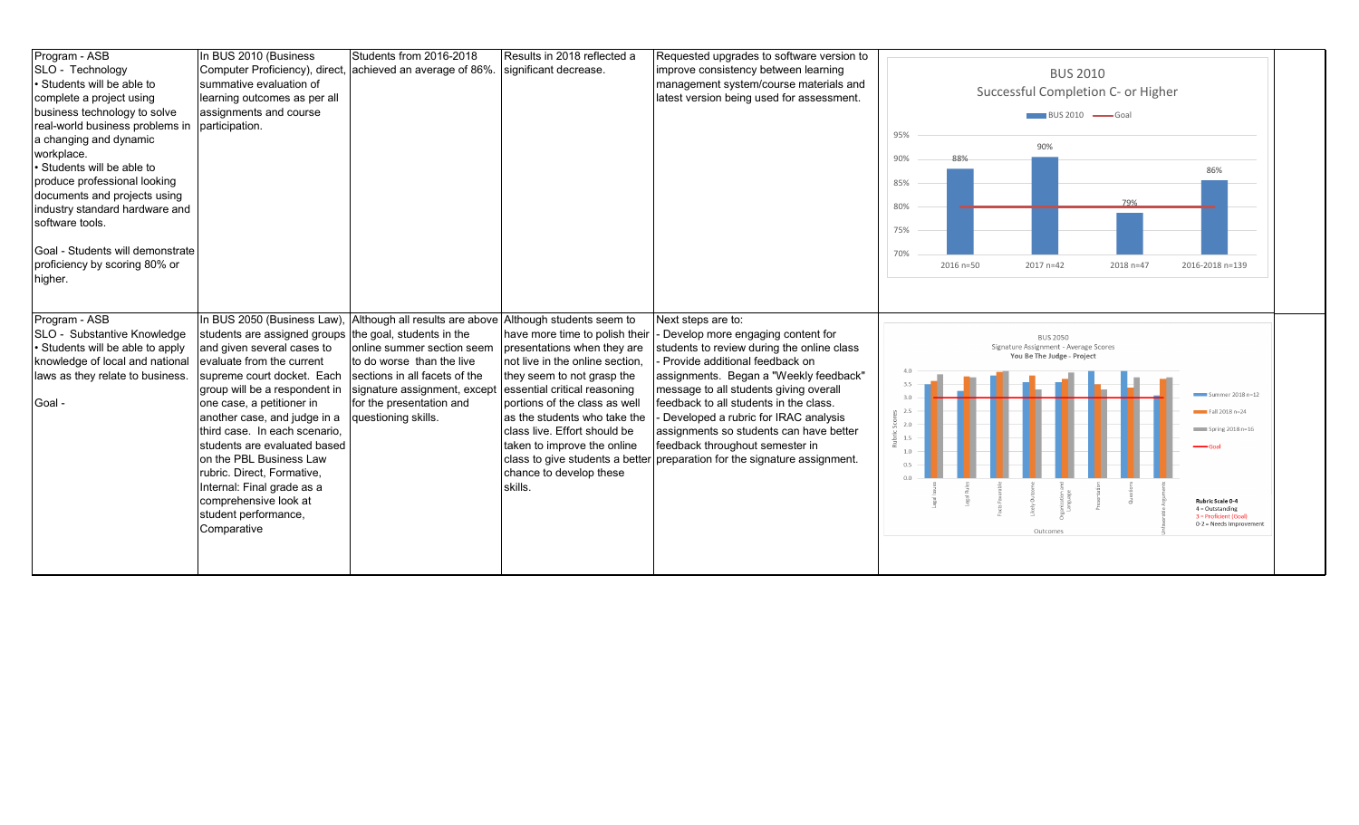| | | | | | | |
|---|---|---|---|---|---|---|
| Program - ASB<br>SLO - Technology<br>• Students will be able to complete a project using business technology to solve real-world business problems in a changing and dynamic workplace.<br>• Students will be able to produce professional looking documents and projects using industry standard hardware and software tools.<br><br>Goal - Students will demonstrate proficiency by scoring 80% or higher. | In BUS 2010 (Business Computer Proficiency), direct, summative evaluation of learning outcomes as per all assignments and course participation. | Students from 2016-2018 achieved an average of 86%. | Results in 2018 reflected a significant decrease. | Requested upgrades to software version to improve consistency between learning management system/course materials and latest version being used for assessment. | BUS 2010<br>Successful Completion C- or Higher<br>BUS 2010 — Goal<br>2016 n=50: 88%<br>2017 n=42: 90%<br>2018 n=47: 79%<br>2016-2018 n=139: 86% | |
| Program - ASB<br>SLO - Substantive Knowledge<br>• Students will be able to apply knowledge of local and national laws as they relate to business.<br><br>Goal - | In BUS 2050 (Business Law), students are assigned groups and given several cases to evaluate from the current supreme court docket. Each group will be a respondent in one case, a petitioner in another case, and judge in a third case. In each scenario, students are evaluated based on the PBL Business Law rubric. Direct, Formative, Internal: Final grade as a comprehensive look at student performance, Comparative | Although all results are above the goal, students in the online summer section seem to do worse than the live sections in all facets of the signature assignment, except for the presentation and questioning skills. | Although students seem to have more time to polish their presentations when they are not live in the online section, they seem to not grasp the essential critical reasoning portions of the class as well as the students who take the class live. Effort should be taken to improve the online class to give students a better chance to develop these skills. | Next steps are to:<br>- Develop more engaging content for students to review during the online class<br>- Provide additional feedback on assignments. Began a "Weekly feedback" message to all students giving overall feedback to all students in the class.<br>- Developed a rubric for IRAC analysis assignments so students can have better feedback throughout semester in preparation for the signature assignment. | BUS 2050<br>Signature Assignment - Average Scores<br>You Be The Judge - Project<br>Summer 2018 n=12; Fall 2018 n=24; Spring 2018 n=16; Goal<br>Rubric Scale 0-4<br>4 = Outstanding<br>3 = Proficient (Goal)<br>0-2 = Needs Improvement | |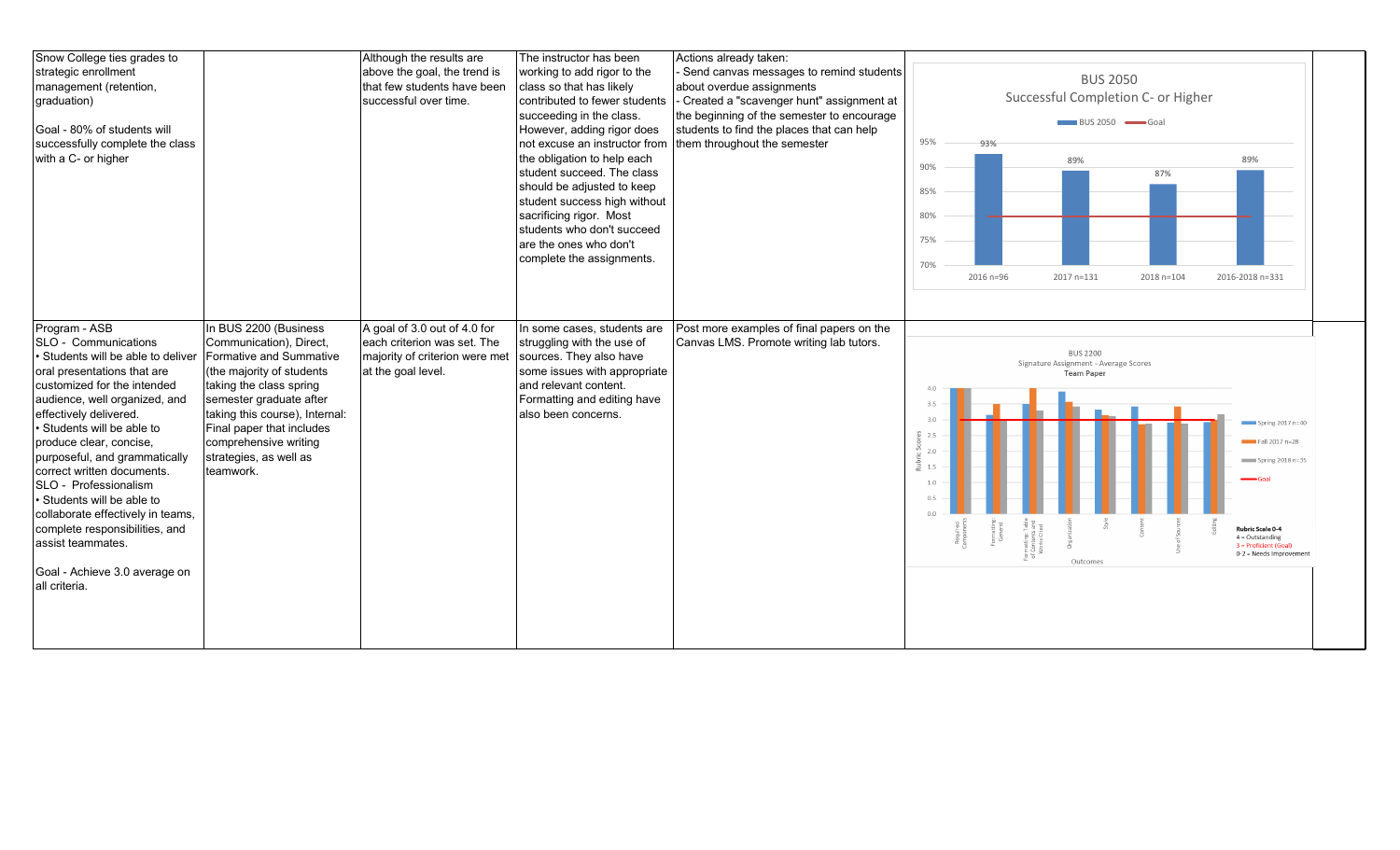| | | | | | |
|---|---|---|---|---|---|
| Snow College ties grades to strategic enrollment management (retention, graduation)<br><br>Goal - 80% of students will successfully complete the class with a C- or higher | | Although the results are above the goal, the trend is that few students have been successful over time. | The instructor has been working to add rigor to the class so that has likely contributed to fewer students succeeding in the class. However, adding rigor does not excuse an instructor from the obligation to help each student succeed. The class should be adjusted to keep student success high without sacrificing rigor. Most students who don't succeed are the ones who don't complete the assignments. | Actions already taken:<br>- Send canvas messages to remind students about overdue assignments<br>- Created a "scavenger hunt" assignment at the beginning of the semester to encourage students to find the places that can help them throughout the semester | **BUS 2050**<br>Successful Completion C- or Higher<br>Legend: BUS 2050, Goal<br>2016 n=96: 93%<br>2017 n=131: 89%<br>2018 n=104: 87%<br>2016-2018 n=331: 89%<br>Goal: 80% |
| Program - ASB<br>SLO - Communications<br>• Students will be able to deliver oral presentations that are customized for the intended audience, well organized, and effectively delivered.<br>• Students will be able to produce clear, concise, purposeful, and grammatically correct written documents.<br>SLO - Professionalism<br>• Students will be able to collaborate effectively in teams, complete responsibilities, and assist teammates.<br><br>Goal - Achieve 3.0 average on all criteria. | In BUS 2200 (Business Communication), Direct, Formative and Summative (the majority of students taking the class spring semester graduate after taking this course), Internal: Final paper that includes comprehensive writing strategies, as well as teamwork. | A goal of 3.0 out of 4.0 for each criterion was set. The majority of criterion were met at the goal level. | In some cases, students are struggling with the use of sources. They also have some issues with appropriate and relevant content. Formatting and editing have also been concerns. | Post more examples of final papers on the Canvas LMS. Promote writing lab tutors. | **BUS 2200**<br>Signature Assignment - Average Scores<br>Team Paper<br>Outcomes: Required Components, Formatting: General, Formatting: Table of Contents and Works Cited, Organization, Style, Content, Use of Sources, Editing<br>Legend: Spring 2017 n=40, Fall 2017 n=28, Spring 2018 n=35, Goal<br>Rubric Scale 0-4<br>4 = Outstanding<br>3 = Proficient (Goal)<br>0-2 = Needs Improvement |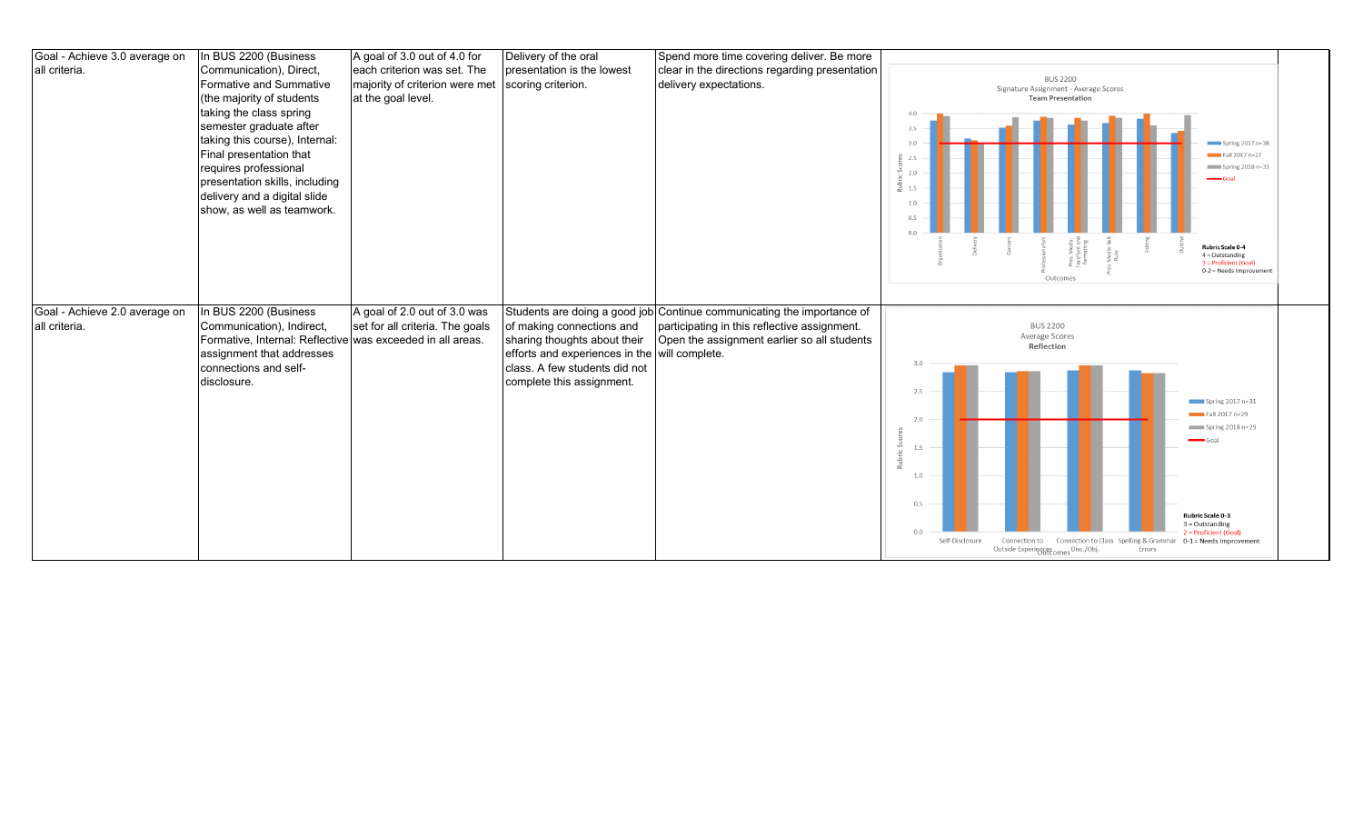| | | | | | | |
|---|---|---|---|---|---|---|
| Goal - Achieve 3.0 average on all criteria. | In BUS 2200 (Business Communication), Direct, Formative and Summative (the majority of students taking the class spring semester graduate after taking this course), Internal: Final presentation that requires professional presentation skills, including delivery and a digital slide show, as well as teamwork. | A goal of 3.0 out of 4.0 for each criterion was set. The majority of criterion were met at the goal level. | Delivery of the oral presentation is the lowest scoring criterion. | Spend more time covering deliver. Be more clear in the directions regarding presentation delivery expectations. | BUS 2200 Signature Assignment - Average Scores Team Presentation (chart: Rubric Scores by Outcomes — Organization, Delivery, Content, Professionalism, Pres. Media: Layout and Formatting, Pres. Media: 6x6 Rule, Editing, Outline; Spring 2017 n=38, Fall 2017 n=27, Spring 2018 n=33, Goal; Rubric Scale 0-4: 4 = Outstanding, 3 = Proficient (Goal), 0-2 = Needs Improvement) | |
| Goal - Achieve 2.0 average on all criteria. | In BUS 2200 (Business Communication), Indirect, Formative, Internal: Reflective assignment that addresses connections and self-disclosure. | A goal of 2.0 out of 3.0 was set for all criteria. The goals was exceeded in all areas. | Students are doing a good job of making connections and sharing thoughts about their efforts and experiences in the class. A few students did not complete this assignment. | Continue communicating the importance of participating in this reflective assignment. Open the assignment earlier so all students will complete. | BUS 2200 Average Scores Reflection (chart: Rubric Scores by Outcomes — Self-Disclosure, Connection to Outside Experiences, Connection to Class Disc./Obj., Spelling & Grammar Errors; Spring 2017 n=31, Fall 2017 n=29, Spring 2018 n=29, Goal; Rubric Scale 0-3: 3 = Outstanding, 2 = Proficient (Goal), 0-1 = Needs Improvement) | |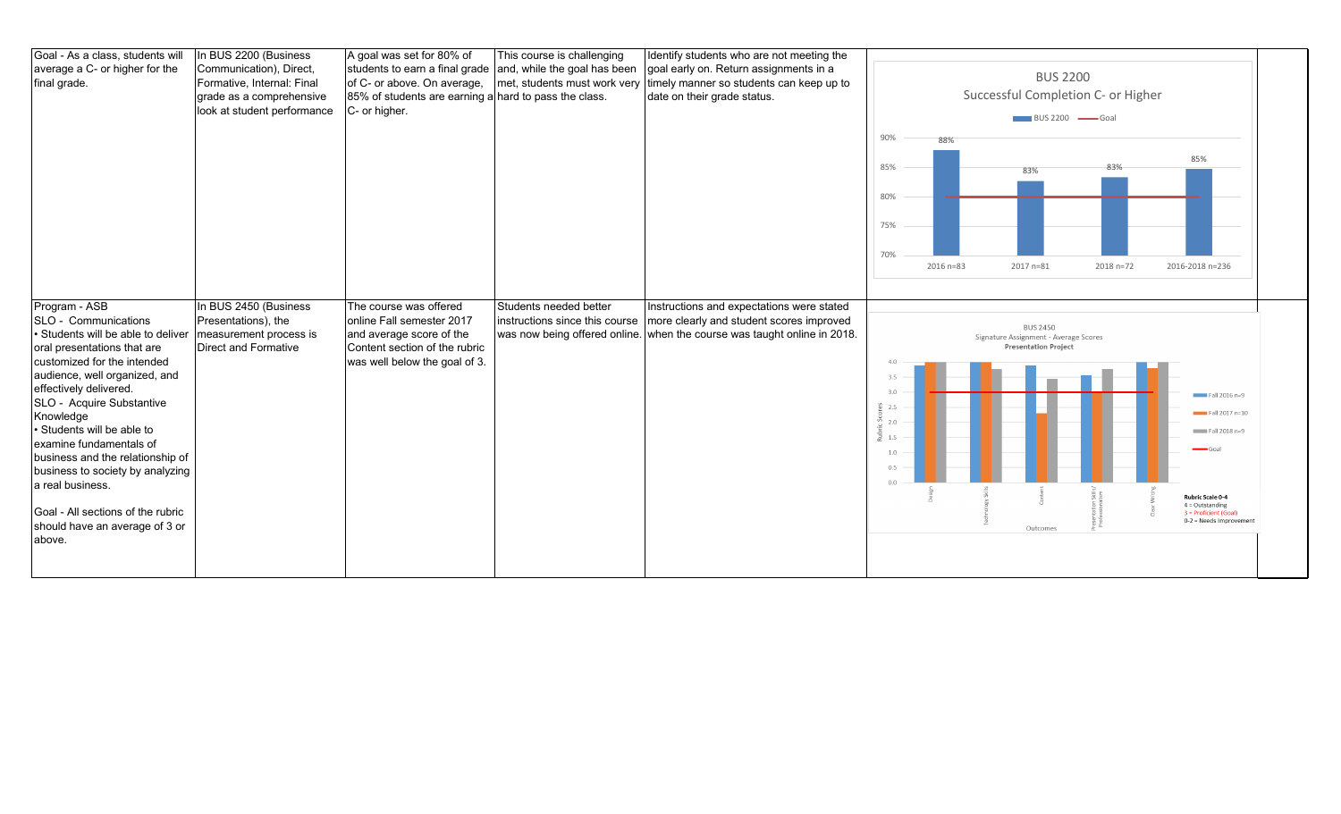| | | | | | |
|---|---|---|---|---|---|
| Goal - As a class, students will average a C- or higher for the final grade. | In BUS 2200 (Business Communication), Direct, Formative, Internal: Final grade as a comprehensive look at student performance | A goal was set for 80% of students to earn a final grade of C- or above. On average, 85% of students are earning a C- or higher. | This course is challenging and, while the goal has been met, students must work very hard to pass the class. | Identify students who are not meeting the goal early on. Return assignments in a timely manner so students can keep up to date on their grade status. | BUS 2200 Successful Completion C- or Higher (chart: BUS 2200, Goal; 2016 n=83: 88%; 2017 n=81: 83%; 2018 n=72: 83%; 2016-2018 n=236: 85%; Goal: 80%) |
| Program - ASB<br>SLO - Communications<br>• Students will be able to deliver oral presentations that are customized for the intended audience, well organized, and effectively delivered.<br>SLO - Acquire Substantive Knowledge<br>• Students will be able to examine fundamentals of business and the relationship of business to society by analyzing a real business.<br><br>Goal - All sections of the rubric should have an average of 3 or above. | In BUS 2450 (Business Presentations), the measurement process is Direct and Formative | The course was offered online Fall semester 2017 and average score of the Content section of the rubric was well below the goal of 3. | Students needed better instructions since this course was now being offered online. | Instructions and expectations were stated more clearly and student scores improved when the course was taught online in 2018. | BUS 2450 Signature Assignment - Average Scores Presentation Project (chart: Rubric Scores by Outcomes — Design, Technology Skills, Content, Presentation Skills / Professionalism, Clear Writing; Fall 2016 n=9, Fall 2017 n=10, Fall 2018 n=9, Goal. Rubric Scale 0-4: 4 = Outstanding; 3 = Proficient (Goal); 0-2 = Needs Improvement) |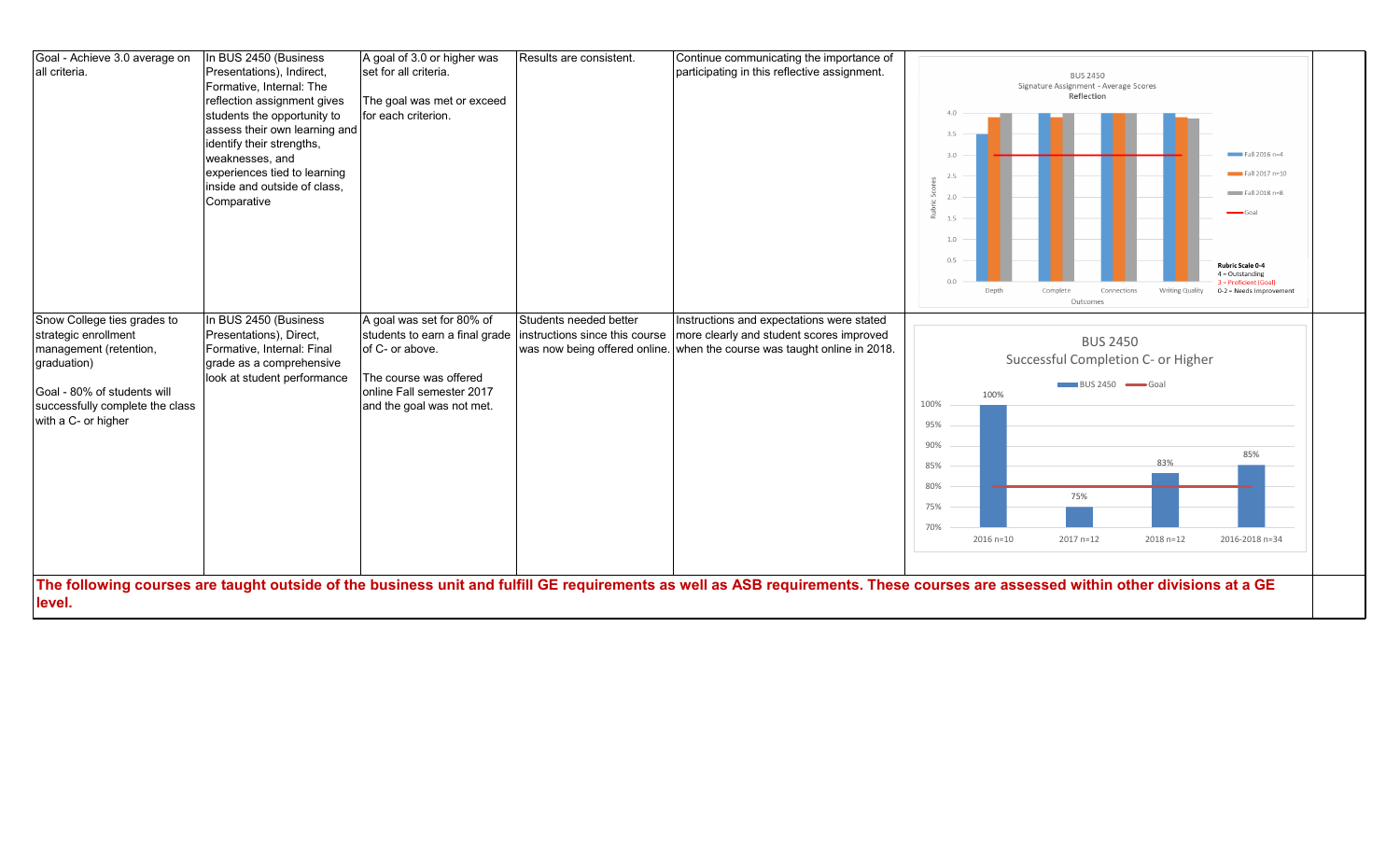| | | | | | | |
|---|---|---|---|---|---|---|
| Goal - Achieve 3.0 average on all criteria. | In BUS 2450 (Business Presentations), Indirect, Formative, Internal: The reflection assignment gives students the opportunity to assess their own learning and identify their strengths, weaknesses, and experiences tied to learning inside and outside of class, Comparative | A goal of 3.0 or higher was set for all criteria.<br><br>The goal was met or exceed for each criterion. | Results are consistent. | Continue communicating the importance of participating in this reflective assignment. | BUS 2450<br>Signature Assignment - Average Scores<br>Reflection<br>Rubric Scores: 0.0–4.0<br>Outcomes: Depth, Complete, Connections, Writing Quality<br>Legend: Fall 2016 n=4; Fall 2017 n=10; Fall 2018 n=8; Goal<br>Rubric Scale 0-4<br>4 = Outstanding<br>3 = Proficient (Goal)<br>0-2 = Needs Improvement | |
| Snow College ties grades to strategic enrollment management (retention, graduation)<br><br>Goal - 80% of students will successfully complete the class with a C- or higher | In BUS 2450 (Business Presentations), Direct, Formative, Internal: Final grade as a comprehensive look at student performance | A goal was set for 80% of students to earn a final grade of C- or above.<br><br>The course was offered online Fall semester 2017 and the goal was not met. | Students needed better instructions since this course was now being offered online. | Instructions and expectations were stated more clearly and student scores improved when the course was taught online in 2018. | BUS 2450<br>Successful Completion C- or Higher<br>Legend: BUS 2450; Goal<br>2016 n=10: 100%<br>2017 n=12: 75%<br>2018 n=12: 83%<br>2016-2018 n=34: 85% | |
| **The following courses are taught outside of the business unit and fulfill GE requirements as well as ASB requirements. These courses are assessed within other divisions at a GE level.** | | | | | | |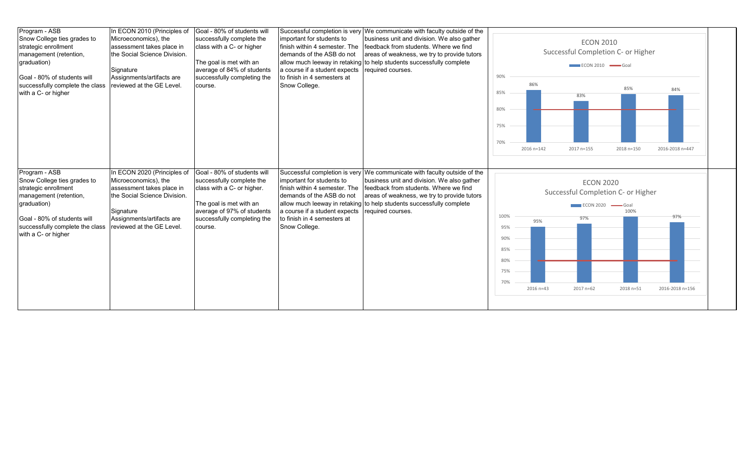| Program - ASB Snow College ties grades to strategic enrollment management (retention, graduation) Goal - 80% of students will successfully complete the class with a C- or higher | In ECON 2010 (Principles of Microeconomics), the assessment takes place in the Social Science Division. Signature Assignments/artifacts are reviewed at the GE Level. | Goal - 80% of students will successfully complete the class with a C- or higher The goal is met with an average of 84% of students successfully completing the course. | Successful completion is very important for students to finish within 4 semester. The demands of the ASB do not allow much leeway in retaking a course if a student expects to finish in 4 semesters at Snow College. | We communicate with faculty outside of the business unit and division. We also gather feedback from students. Where we find areas of weakness, we try to provide tutors to help students successfully complete required courses. | ECON 2010 Successful Completion C- or Higher (ECON 2010; Goal): 2016 n=142: 86%; 2017 n=155: 83%; 2018 n=150: 85%; 2016-2018 n=447: 84% | |
|---|---|---|---|---|---|---|
| Program - ASB Snow College ties grades to strategic enrollment management (retention, graduation) Goal - 80% of students will successfully complete the class with a C- or higher | In ECON 2020 (Principles of Microeconomics), the assessment takes place in the Social Science Division. Signature Assignments/artifacts are reviewed at the GE Level. | Goal - 80% of students will successfully complete the class with a C- or higher. The goal is met with an average of 97% of students successfully completing the course. | Successful completion is very important for students to finish within 4 semester. The demands of the ASB do not allow much leeway in retaking a course if a student expects to finish in 4 semesters at Snow College. | We communicate with faculty outside of the business unit and division. We also gather feedback from students. Where we find areas of weakness, we try to provide tutors to help students successfully complete required courses. | ECON 2020 Successful Completion C- or Higher (ECON 2020; Goal): 2016 n=43: 95%; 2017 n=62: 97%; 2018 n=51: 100%; 2016-2018 n=156: 97% | |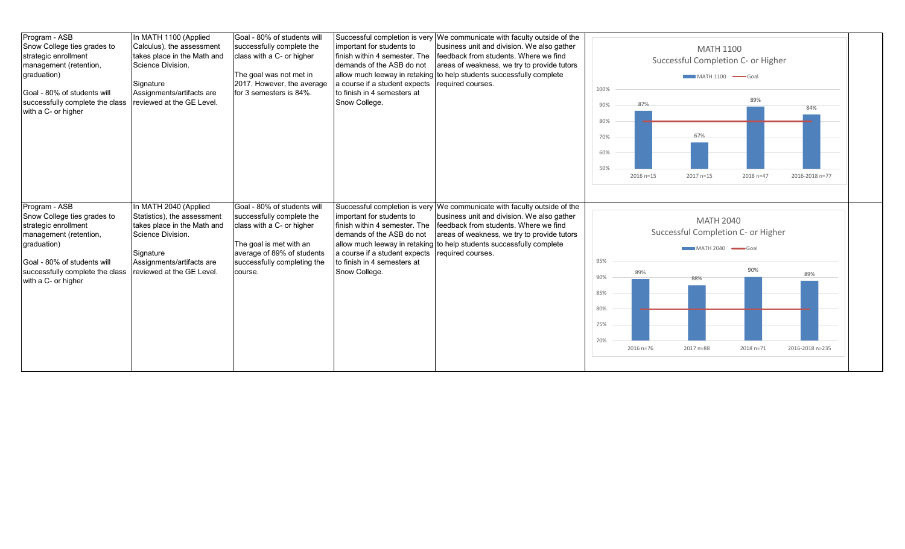| | | | | | | |
|---|---|---|---|---|---|---|
| Program - ASB<br>Snow College ties grades to strategic enrollment management (retention, graduation)<br><br>Goal - 80% of students will successfully complete the class with a C- or higher | In MATH 1100 (Applied Calculus), the assessment takes place in the Math and Science Division.<br><br>Signature Assignments/artifacts are reviewed at the GE Level. | Goal - 80% of students will successfully complete the class with a C- or higher<br><br>The goal was not met in 2017. However, the average for 3 semesters is 84%. | Successful completion is very important for students to finish within 4 semester. The demands of the ASB do not allow much leeway in retaking a course if a student expects to finish in 4 semesters at Snow College. | We communicate with faculty outside of the business unit and division. We also gather feedback from students. Where we find areas of weakness, we try to provide tutors to help students successfully complete required courses. | MATH 1100<br>Successful Completion C- or Higher<br>MATH 1100 — Goal<br>100% 90% 80% 70% 60% 50%<br>87% 67% 89% 84%<br>2016 n=15 2017 n=15 2018 n=47 2016-2018 n=77 | |
| Program - ASB<br>Snow College ties grades to strategic enrollment management (retention, graduation)<br><br>Goal - 80% of students will successfully complete the class with a C- or higher | In MATH 2040 (Applied Statistics), the assessment takes place in the Math and Science Division.<br><br>Signature Assignments/artifacts are reviewed at the GE Level. | Goal - 80% of students will successfully complete the class with a C- or higher<br><br>The goal is met with an average of 89% of students successfully completing the course. | Successful completion is very important for students to finish within 4 semester. The demands of the ASB do not allow much leeway in retaking a course if a student expects to finish in 4 semesters at Snow College. | We communicate with faculty outside of the business unit and division. We also gather feedback from students. Where we find areas of weakness, we try to provide tutors to help students successfully complete required courses. | MATH 2040<br>Successful Completion C- or Higher<br>MATH 2040 — Goal<br>95% 90% 85% 80% 75% 70%<br>89% 88% 90% 89%<br>2016 n=76 2017 n=88 2018 n=71 2016-2018 n=235 | |